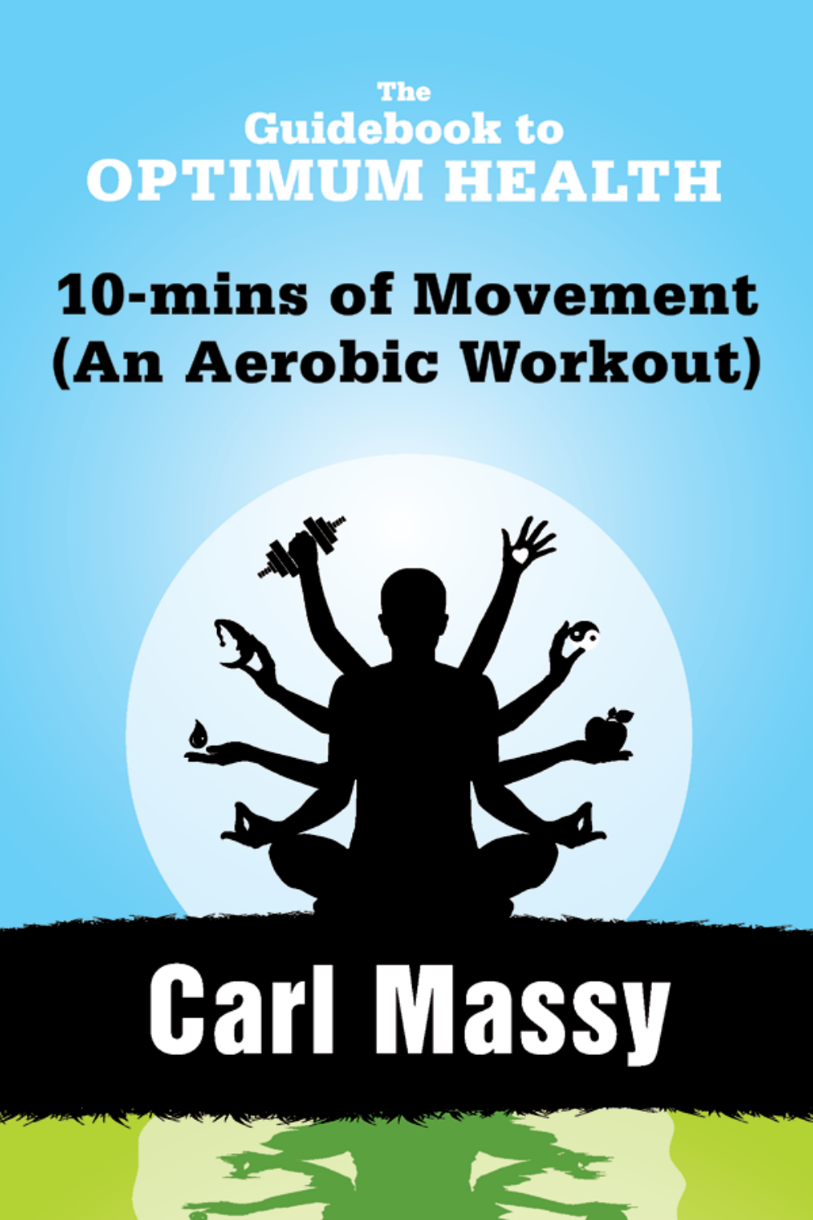# The Guidebook to OPTIMUM HEALTH

## 10-mins of Movement (An Aerobic Workout)

**Carl Massy**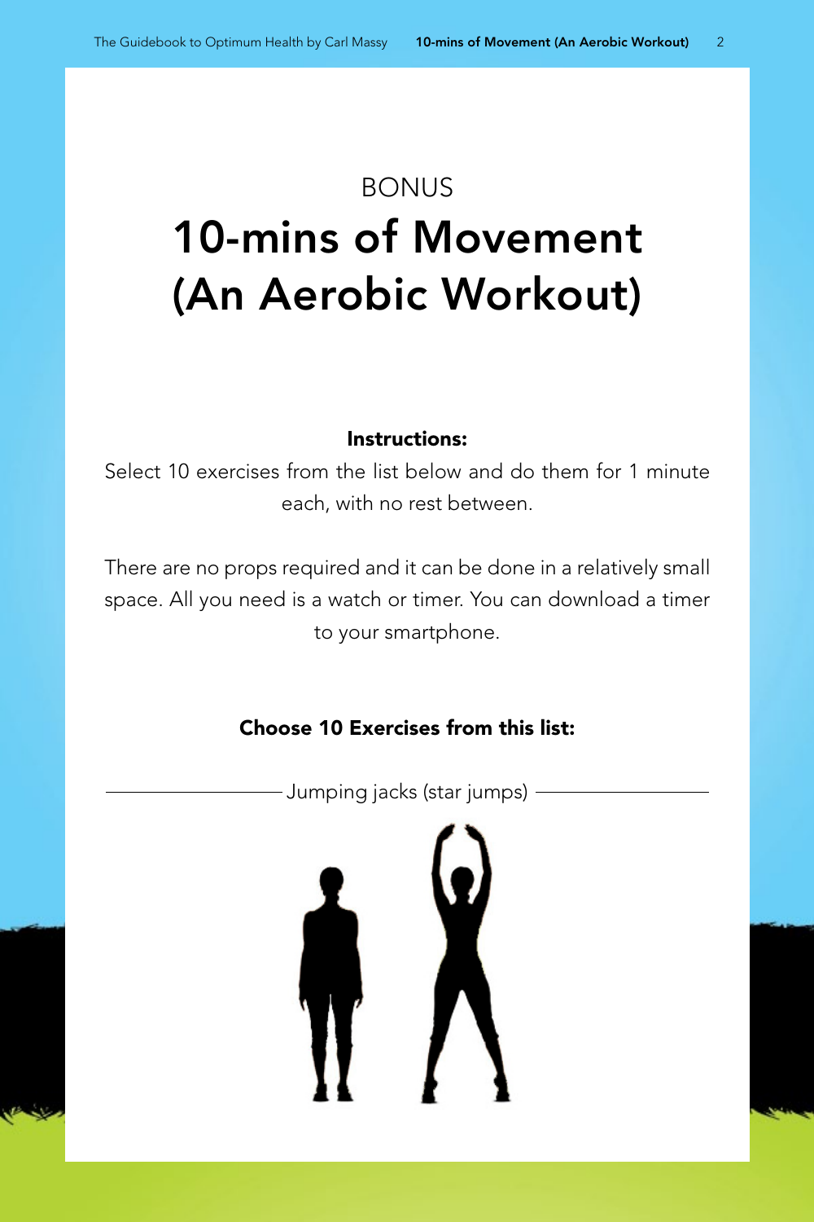BONUS

# 10-mins of Movement (An Aerobic Workout)

**Instructions:**

Select 10 exercises from the list below and do them for 1 minute each, with no rest between.

There are no props required and it can be done in a relatively small space. All you need is a watch or timer. You can download a timer to your smartphone.

**Choose 10 Exercises from this list:**

Jumping jacks (star jumps)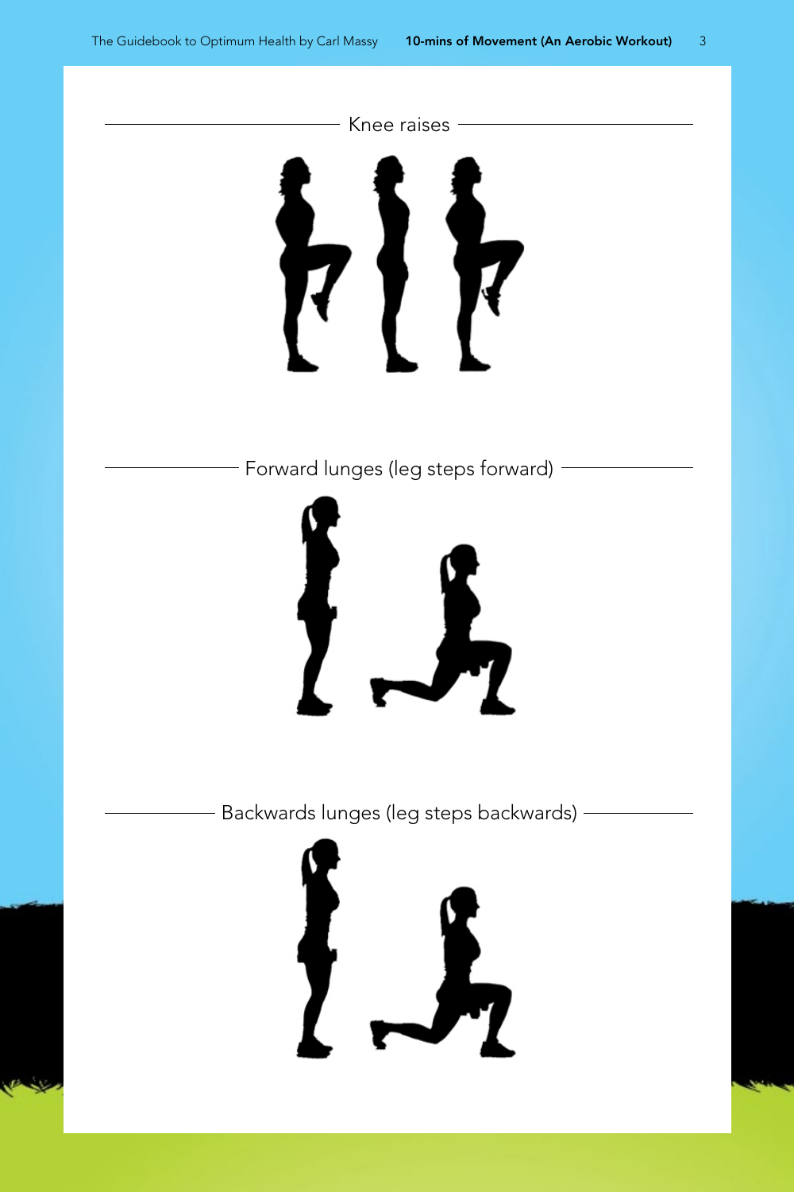## Knee raises

## Forward lunges (leg steps forward)

## Backwards lunges (leg steps backwards)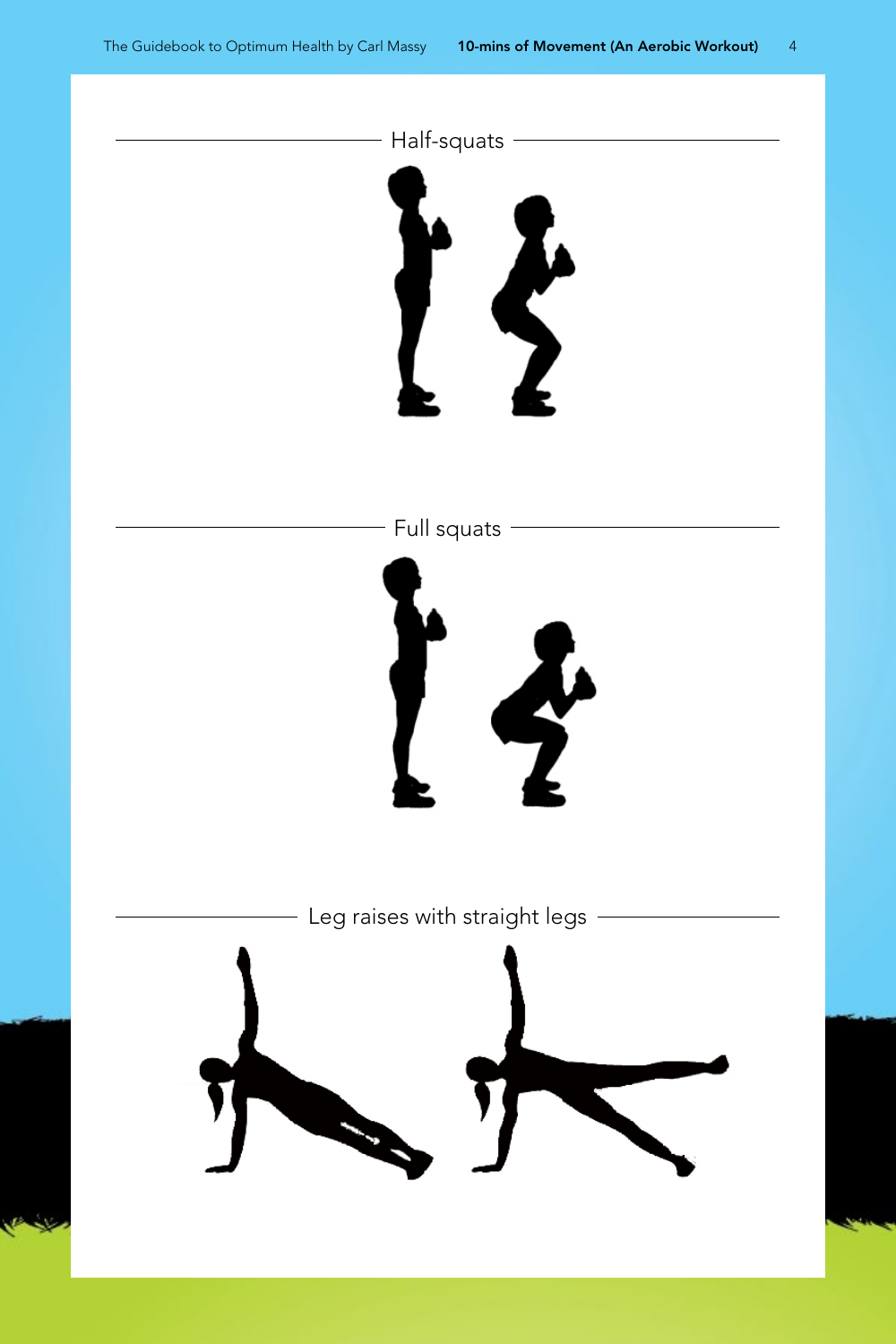## Half-squats

## Full squats

## Leg raises with straight legs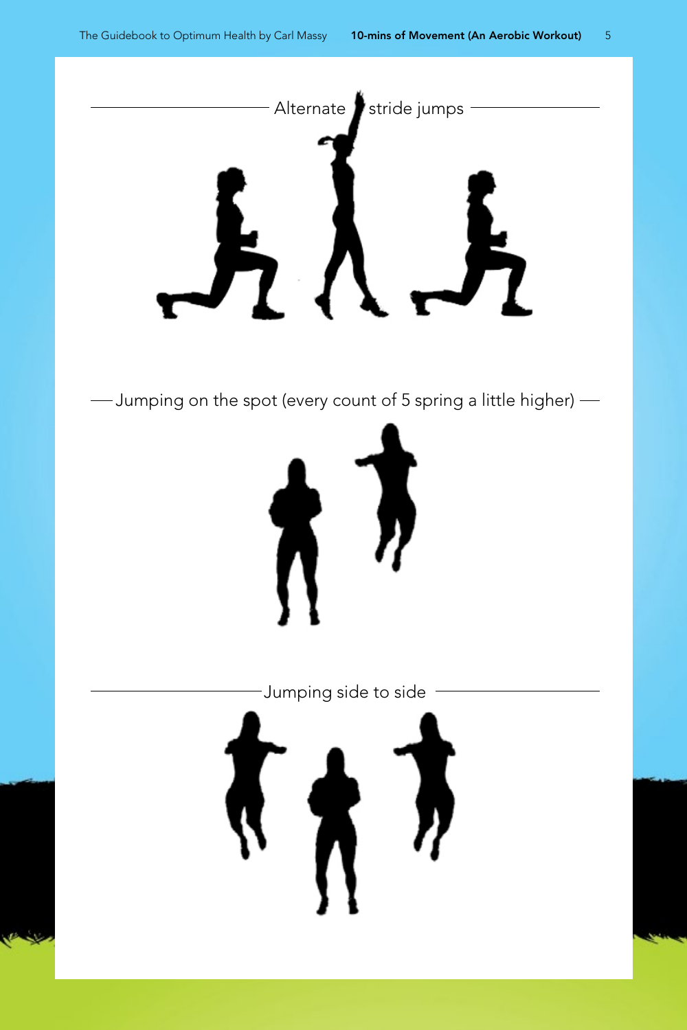## Alternate stride jumps

## Jumping on the spot (every count of 5 spring a little higher)

## Jumping side to side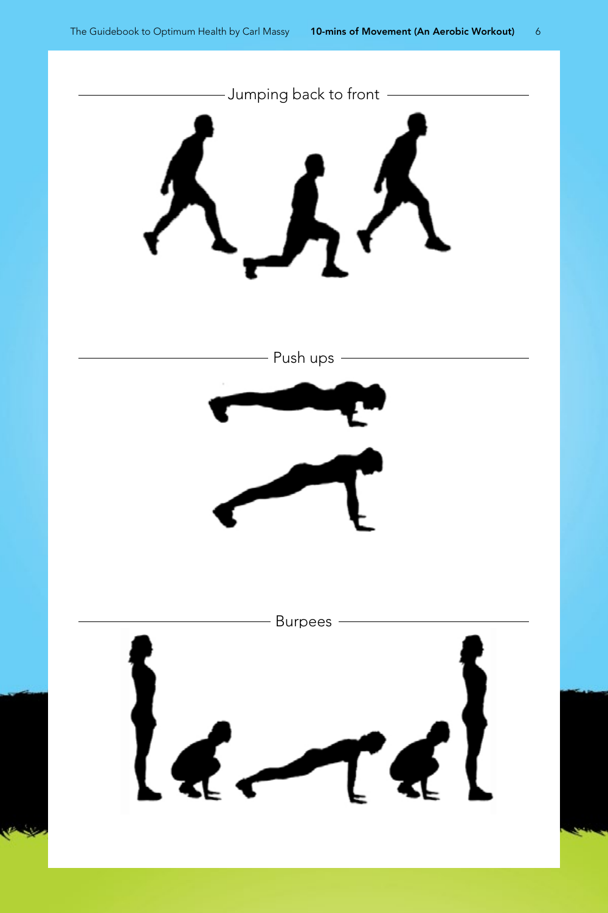## Jumping back to front

## Push ups

## Burpees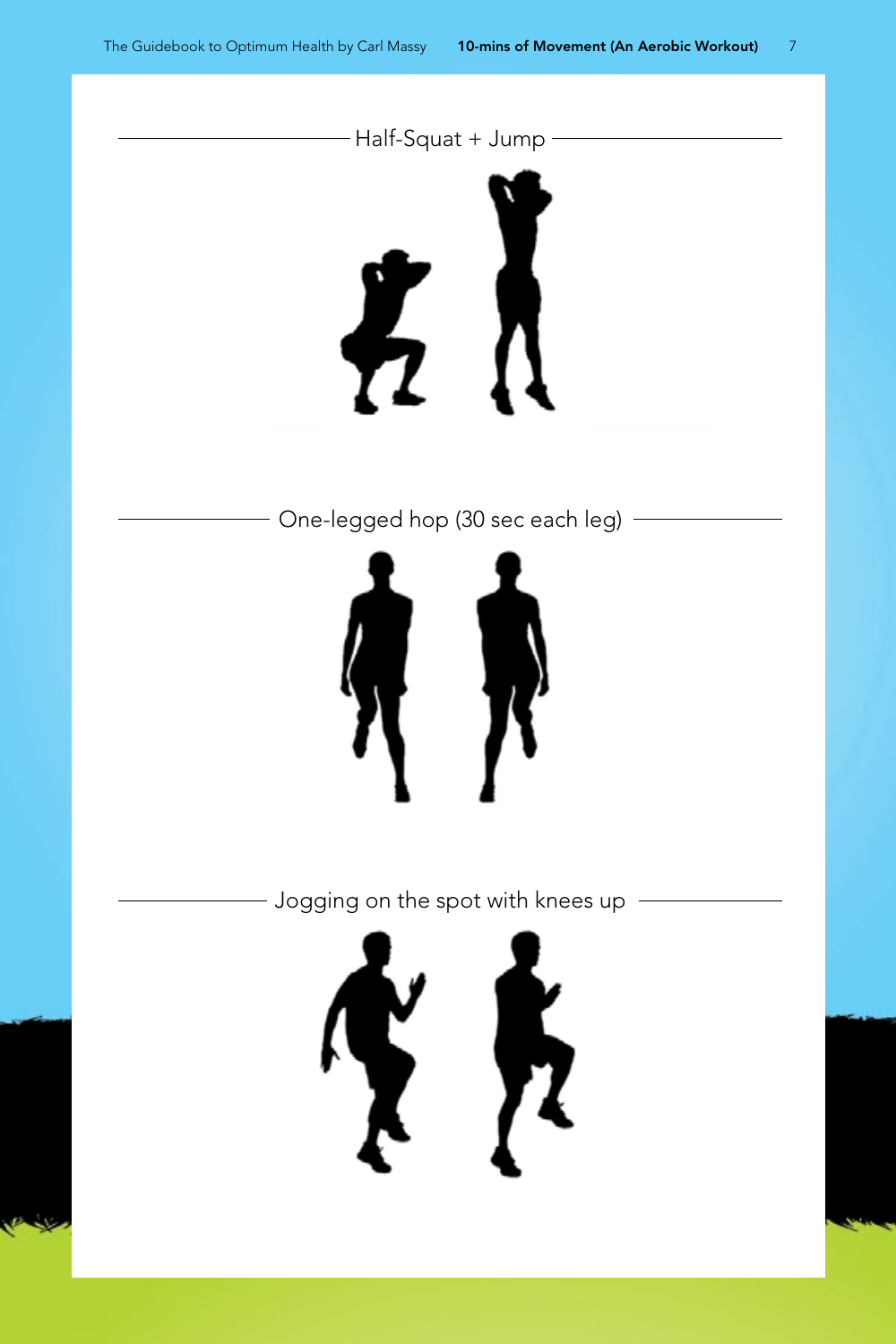## Half-Squat + Jump

## One-legged hop (30 sec each leg)

## Jogging on the spot with knees up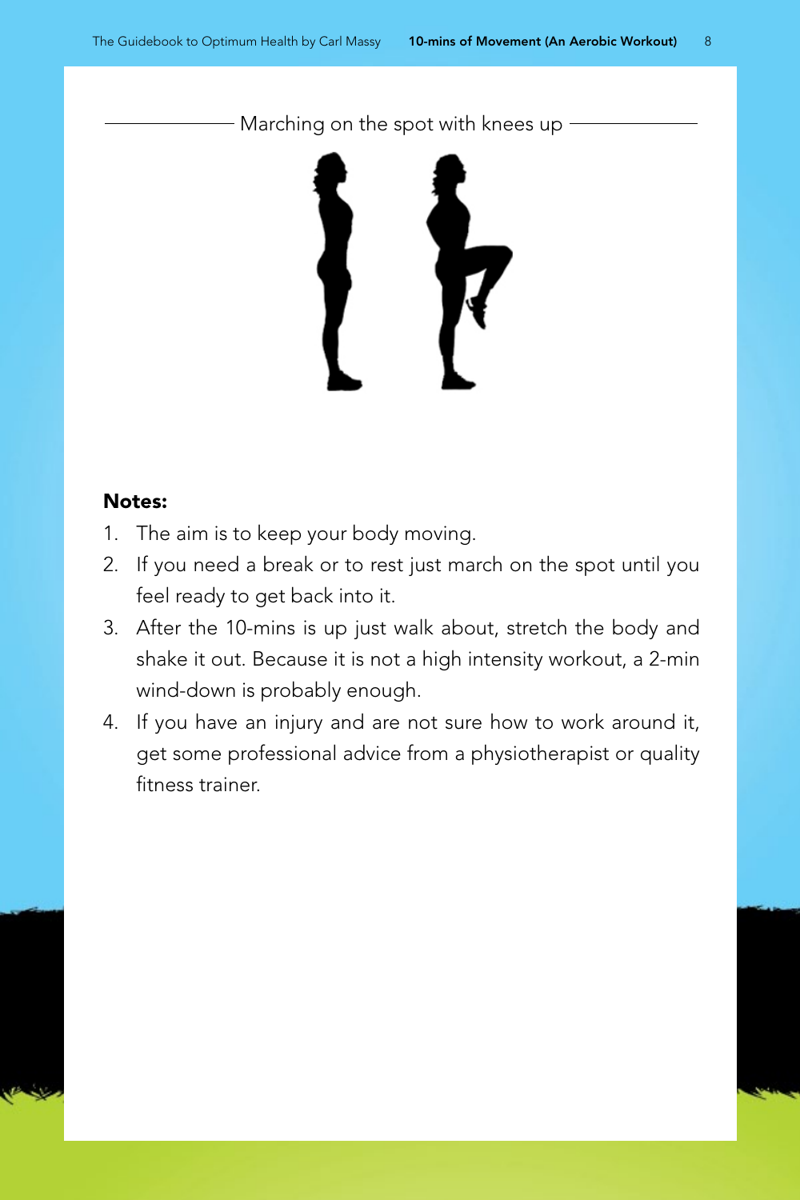Marching on the spot with knees up

**Notes:**

1. The aim is to keep your body moving.
2. If you need a break or to rest just march on the spot until you feel ready to get back into it.
3. After the 10-mins is up just walk about, stretch the body and shake it out. Because it is not a high intensity workout, a 2-min wind-down is probably enough.
4. If you have an injury and are not sure how to work around it, get some professional advice from a physiotherapist or quality fitness trainer.